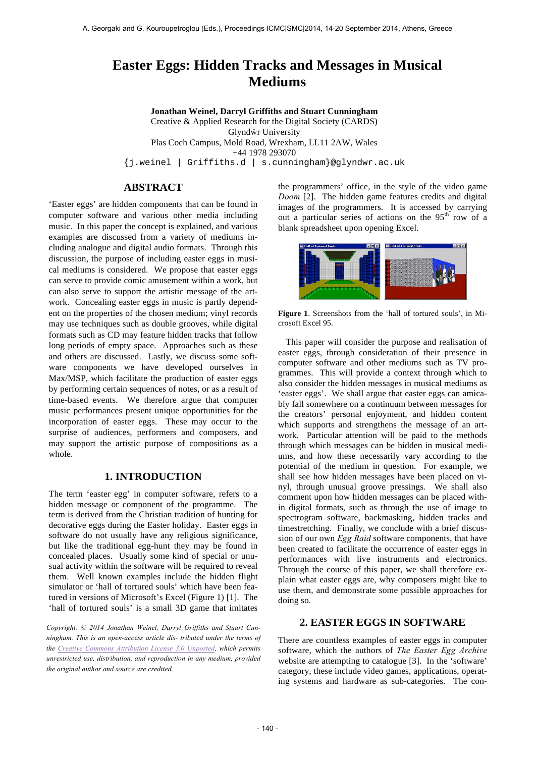# Easter Eggs: Hidden Tracks and Messages in Musical Mediums

**Jonathan Weinel, Darryl Griffiths and Stuart Cunningham**
Creative & Applied Research for the Digital Society (CARDS)
Glyndŵr University
Plas Coch Campus, Mold Road, Wrexham, LL11 2AW, Wales
+44 1978 293070
{j.weinel | Griffiths.d | s.cunningham}@glyndwr.ac.uk

## ABSTRACT

'Easter eggs' are hidden components that can be found in computer software and various other media including music. In this paper the concept is explained, and various examples are discussed from a variety of mediums including analogue and digital audio formats. Through this discussion, the purpose of including easter eggs in musical mediums is considered. We propose that easter eggs can serve to provide comic amusement within a work, but can also serve to support the artistic message of the artwork. Concealing easter eggs in music is partly dependent on the properties of the chosen medium; vinyl records may use techniques such as double grooves, while digital formats such as CD may feature hidden tracks that follow long periods of empty space. Approaches such as these and others are discussed. Lastly, we discuss some software components we have developed ourselves in Max/MSP, which facilitate the production of easter eggs by performing certain sequences of notes, or as a result of time-based events. We therefore argue that computer music performances present unique opportunities for the incorporation of easter eggs. These may occur to the surprise of audiences, performers and composers, and may support the artistic purpose of compositions as a whole.

## 1. INTRODUCTION

The term 'easter egg' in computer software, refers to a hidden message or component of the programme. The term is derived from the Christian tradition of hunting for decorative eggs during the Easter holiday. Easter eggs in software do not usually have any religious significance, but like the traditional egg-hunt they may be found in concealed places. Usually some kind of special or unusual activity within the software will be required to reveal them. Well known examples include the hidden flight simulator or 'hall of tortured souls' which have been featured in versions of Microsoft's Excel (Figure 1) [1]. The 'hall of tortured souls' is a small 3D game that imitates the programmers' office, in the style of the video game *Doom* [2]. The hidden game features credits and digital images of the programmers. It is accessed by carrying out a particular series of actions on the 95th row of a blank spreadsheet upon opening Excel.

**Figure 1**. Screenshots from the 'hall of tortured souls', in Microsoft Excel 95.

This paper will consider the purpose and realisation of easter eggs, through consideration of their presence in computer software and other mediums such as TV programmes. This will provide a context through which to also consider the hidden messages in musical mediums as 'easter eggs'. We shall argue that easter eggs can amicably fall somewhere on a continuum between messages for the creators' personal enjoyment, and hidden content which supports and strengthens the message of an artwork. Particular attention will be paid to the methods through which messages can be hidden in musical mediums, and how these necessarily vary according to the potential of the medium in question. For example, we shall see how hidden messages have been placed on vinyl, through unusual groove pressings. We shall also comment upon how hidden messages can be placed within digital formats, such as through the use of image to spectrogram software, backmasking, hidden tracks and timestretching. Finally, we conclude with a brief discussion of our own *Egg Raid* software components, that have been created to facilitate the occurrence of easter eggs in performances with live instruments and electronics. Through the course of this paper, we shall therefore explain what easter eggs are, why composers might like to use them, and demonstrate some possible approaches for doing so.

## 2. EASTER EGGS IN SOFTWARE

There are countless examples of easter eggs in computer software, which the authors of *The Easter Egg Archive* website are attempting to catalogue [3]. In the 'software' category, these include video games, applications, operating systems and hardware as sub-categories. The con-

*Copyright: © 2014 Jonathan Weinel, Darryl Griffiths and Stuart Cunningham. This is an open-access article dis- tributed under the terms of the Creative Commons Attribution License 3.0 Unported, which permits unrestricted use, distribution, and reproduction in any medium, provided the original author and source are credited.*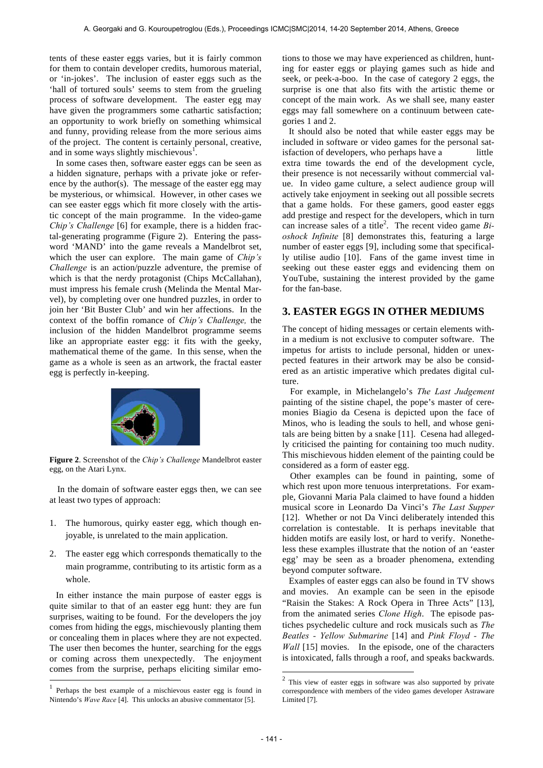tents of these easter eggs varies, but it is fairly common for them to contain developer credits, humorous material, or 'in-jokes'. The inclusion of easter eggs such as the 'hall of tortured souls' seems to stem from the grueling process of software development. The easter egg may have given the programmers some cathartic satisfaction; an opportunity to work briefly on something whimsical and funny, providing release from the more serious aims of the project. The content is certainly personal, creative, and in some ways slightly mischievous[1].

In some cases then, software easter eggs can be seen as a hidden signature, perhaps with a private joke or reference by the author(s). The message of the easter egg may be mysterious, or whimsical. However, in other cases we can see easter eggs which fit more closely with the artistic concept of the main programme. In the video-game *Chip's Challenge* [6] for example, there is a hidden fractal-generating programme (Figure 2). Entering the password 'MAND' into the game reveals a Mandelbrot set, which the user can explore. The main game of *Chip's Challenge* is an action/puzzle adventure, the premise of which is that the nerdy protagonist (Chips McCallahan), must impress his female crush (Melinda the Mental Marvel), by completing over one hundred puzzles, in order to join her 'Bit Buster Club' and win her affections. In the context of the boffin romance of *Chip's Challenge,* the inclusion of the hidden Mandelbrot programme seems like an appropriate easter egg: it fits with the geeky, mathematical theme of the game. In this sense, when the game as a whole is seen as an artwork, the fractal easter egg is perfectly in-keeping.

**Figure 2**. Screenshot of the *Chip's Challenge* Mandelbrot easter egg, on the Atari Lynx.

In the domain of software easter eggs then, we can see at least two types of approach:

1. The humorous, quirky easter egg, which though enjoyable, is unrelated to the main application.
2. The easter egg which corresponds thematically to the main programme, contributing to its artistic form as a whole.

In either instance the main purpose of easter eggs is quite similar to that of an easter egg hunt: they are fun surprises, waiting to be found. For the developers the joy comes from hiding the eggs, mischievously planting them or concealing them in places where they are not expected. The user then becomes the hunter, searching for the eggs or coming across them unexpectedly. The enjoyment comes from the surprise, perhaps eliciting similar emotions to those we may have experienced as children, hunting for easter eggs or playing games such as hide and seek, or peek-a-boo. In the case of category 2 eggs, the surprise is one that also fits with the artistic theme or concept of the main work. As we shall see, many easter eggs may fall somewhere on a continuum between categories 1 and 2.

It should also be noted that while easter eggs may be included in software or video games for the personal satisfaction of developers, who perhaps have a little extra time towards the end of the development cycle, their presence is not necessarily without commercial value. In video game culture, a select audience group will actively take enjoyment in seeking out all possible secrets that a game holds. For these gamers, good easter eggs add prestige and respect for the developers, which in turn can increase sales of a title[2]. The recent video game *Bioshock Infinite* [8] demonstrates this, featuring a large number of easter eggs [9], including some that specifically utilise audio [10]. Fans of the game invest time in seeking out these easter eggs and evidencing them on YouTube, sustaining the interest provided by the game for the fan-base.

## 3. EASTER EGGS IN OTHER MEDIUMS

The concept of hiding messages or certain elements within a medium is not exclusive to computer software. The impetus for artists to include personal, hidden or unexpected features in their artwork may be also be considered as an artistic imperative which predates digital culture.

For example, in Michelangelo's *The Last Judgement* painting of the sistine chapel, the pope's master of ceremonies Biagio da Cesena is depicted upon the face of Minos, who is leading the souls to hell, and whose genitals are being bitten by a snake [11]. Cesena had allegedly criticised the painting for containing too much nudity. This mischievous hidden element of the painting could be considered as a form of easter egg.

Other examples can be found in painting, some of which rest upon more tenuous interpretations. For example, Giovanni Maria Pala claimed to have found a hidden musical score in Leonardo Da Vinci's *The Last Supper* [12]. Whether or not Da Vinci deliberately intended this correlation is contestable. It is perhaps inevitable that hidden motifs are easily lost, or hard to verify. Nonetheless these examples illustrate that the notion of an 'easter egg' may be seen as a broader phenomena, extending beyond computer software.

Examples of easter eggs can also be found in TV shows and movies. An example can be seen in the episode "Raisin the Stakes: A Rock Opera in Three Acts" [13], from the animated series *Clone High*. The episode pastiches psychedelic culture and rock musicals such as *The Beatles - Yellow Submarine* [14] and *Pink Floyd - The Wall* [15] movies. In the episode, one of the characters is intoxicated, falls through a roof, and speaks backwards.

---

[1] Perhaps the best example of a mischievous easter egg is found in Nintendo's *Wave Race* [4]. This unlocks an abusive commentator [5].

[2] This view of easter eggs in software was also supported by private correspondence with members of the video games developer Astraware Limited [7].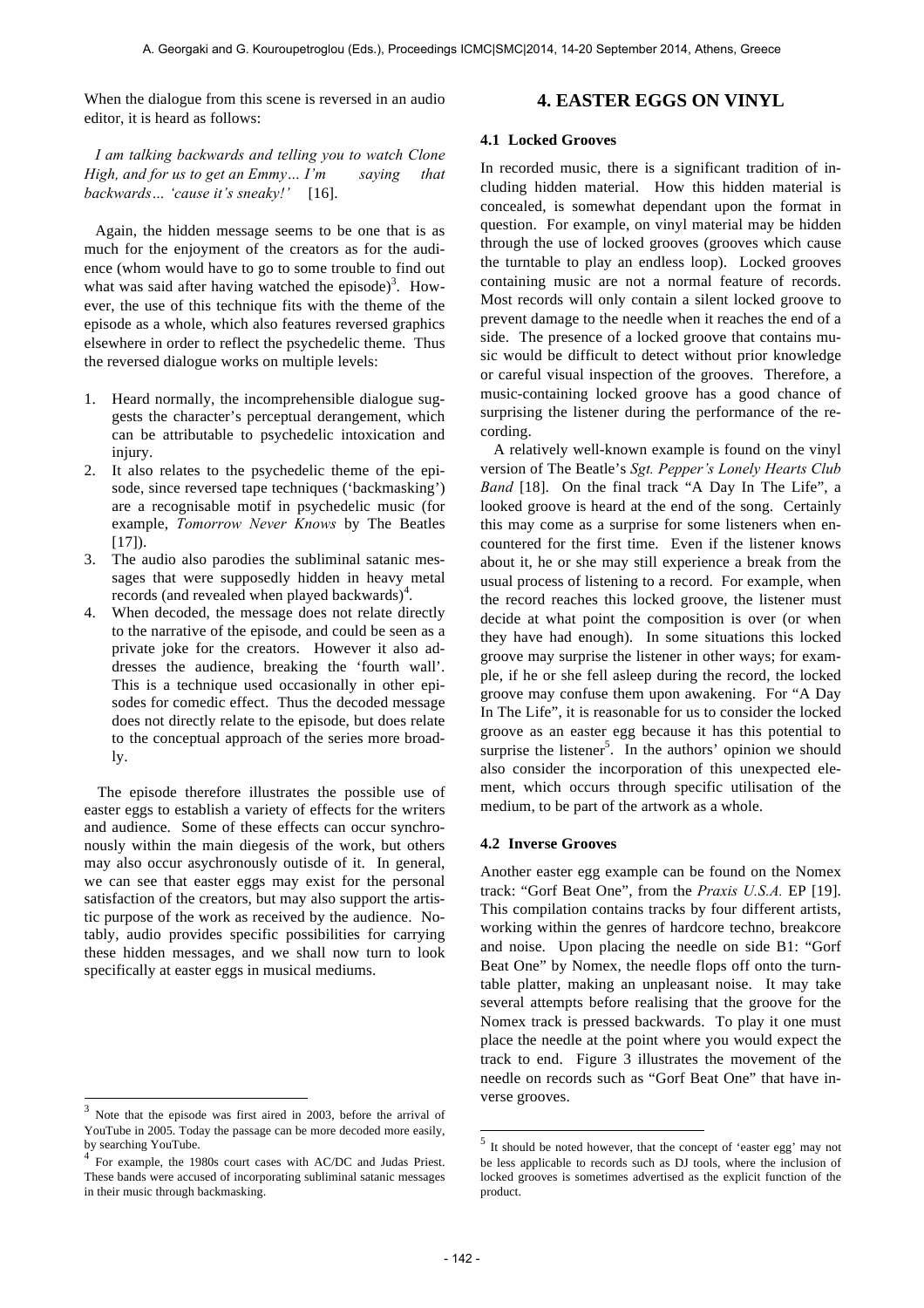When the dialogue from this scene is reversed in an audio editor, it is heard as follows:

*I am talking backwards and telling you to watch Clone High, and for us to get an Emmy… I'm saying that backwards… 'cause it's sneaky!'* [16].

Again, the hidden message seems to be one that is as much for the enjoyment of the creators as for the audience (whom would have to go to some trouble to find out what was said after having watched the episode)[3]. However, the use of this technique fits with the theme of the episode as a whole, which also features reversed graphics elsewhere in order to reflect the psychedelic theme. Thus the reversed dialogue works on multiple levels:

1. Heard normally, the incomprehensible dialogue suggests the character's perceptual derangement, which can be attributable to psychedelic intoxication and injury.
2. It also relates to the psychedelic theme of the episode, since reversed tape techniques ('backmasking') are a recognisable motif in psychedelic music (for example, *Tomorrow Never Knows* by The Beatles [17]).
3. The audio also parodies the subliminal satanic messages that were supposedly hidden in heavy metal records (and revealed when played backwards)[4].
4. When decoded, the message does not relate directly to the narrative of the episode, and could be seen as a private joke for the creators. However it also addresses the audience, breaking the 'fourth wall'. This is a technique used occasionally in other episodes for comedic effect. Thus the decoded message does not directly relate to the episode, but does relate to the conceptual approach of the series more broadly.

The episode therefore illustrates the possible use of easter eggs to establish a variety of effects for the writers and audience. Some of these effects can occur synchronously within the main diegesis of the work, but others may also occur asychronously outisde of it. In general, we can see that easter eggs may exist for the personal satisfaction of the creators, but may also support the artistic purpose of the work as received by the audience. Notably, audio provides specific possibilities for carrying these hidden messages, and we shall now turn to look specifically at easter eggs in musical mediums.

## 4. EASTER EGGS ON VINYL

### 4.1 Locked Grooves

In recorded music, there is a significant tradition of including hidden material. How this hidden material is concealed, is somewhat dependant upon the format in question. For example, on vinyl material may be hidden through the use of locked grooves (grooves which cause the turntable to play an endless loop). Locked grooves containing music are not a normal feature of records. Most records will only contain a silent locked groove to prevent damage to the needle when it reaches the end of a side. The presence of a locked groove that contains music would be difficult to detect without prior knowledge or careful visual inspection of the grooves. Therefore, a music-containing locked groove has a good chance of surprising the listener during the performance of the recording.

A relatively well-known example is found on the vinyl version of The Beatle's *Sgt. Pepper's Lonely Hearts Club Band* [18]. On the final track "A Day In The Life", a looked groove is heard at the end of the song. Certainly this may come as a surprise for some listeners when encountered for the first time. Even if the listener knows about it, he or she may still experience a break from the usual process of listening to a record. For example, when the record reaches this locked groove, the listener must decide at what point the composition is over (or when they have had enough). In some situations this locked groove may surprise the listener in other ways; for example, if he or she fell asleep during the record, the locked groove may confuse them upon awakening. For "A Day In The Life", it is reasonable for us to consider the locked groove as an easter egg because it has this potential to surprise the listener[5]. In the authors' opinion we should also consider the incorporation of this unexpected element, which occurs through specific utilisation of the medium, to be part of the artwork as a whole.

### 4.2 Inverse Grooves

Another easter egg example can be found on the Nomex track: "Gorf Beat One", from the *Praxis U.S.A.* EP [19]. This compilation contains tracks by four different artists, working within the genres of hardcore techno, breakcore and noise. Upon placing the needle on side B1: "Gorf Beat One" by Nomex, the needle flops off onto the turntable platter, making an unpleasant noise. It may take several attempts before realising that the groove for the Nomex track is pressed backwards. To play it one must place the needle at the point where you would expect the track to end. Figure 3 illustrates the movement of the needle on records such as "Gorf Beat One" that have inverse grooves.

---

[3] Note that the episode was first aired in 2003, before the arrival of YouTube in 2005. Today the passage can be more decoded more easily, by searching YouTube.

[4] For example, the 1980s court cases with AC/DC and Judas Priest. These bands were accused of incorporating subliminal satanic messages in their music through backmasking.

[5] It should be noted however, that the concept of 'easter egg' may not be less applicable to records such as DJ tools, where the inclusion of locked grooves is sometimes advertised as the explicit function of the product.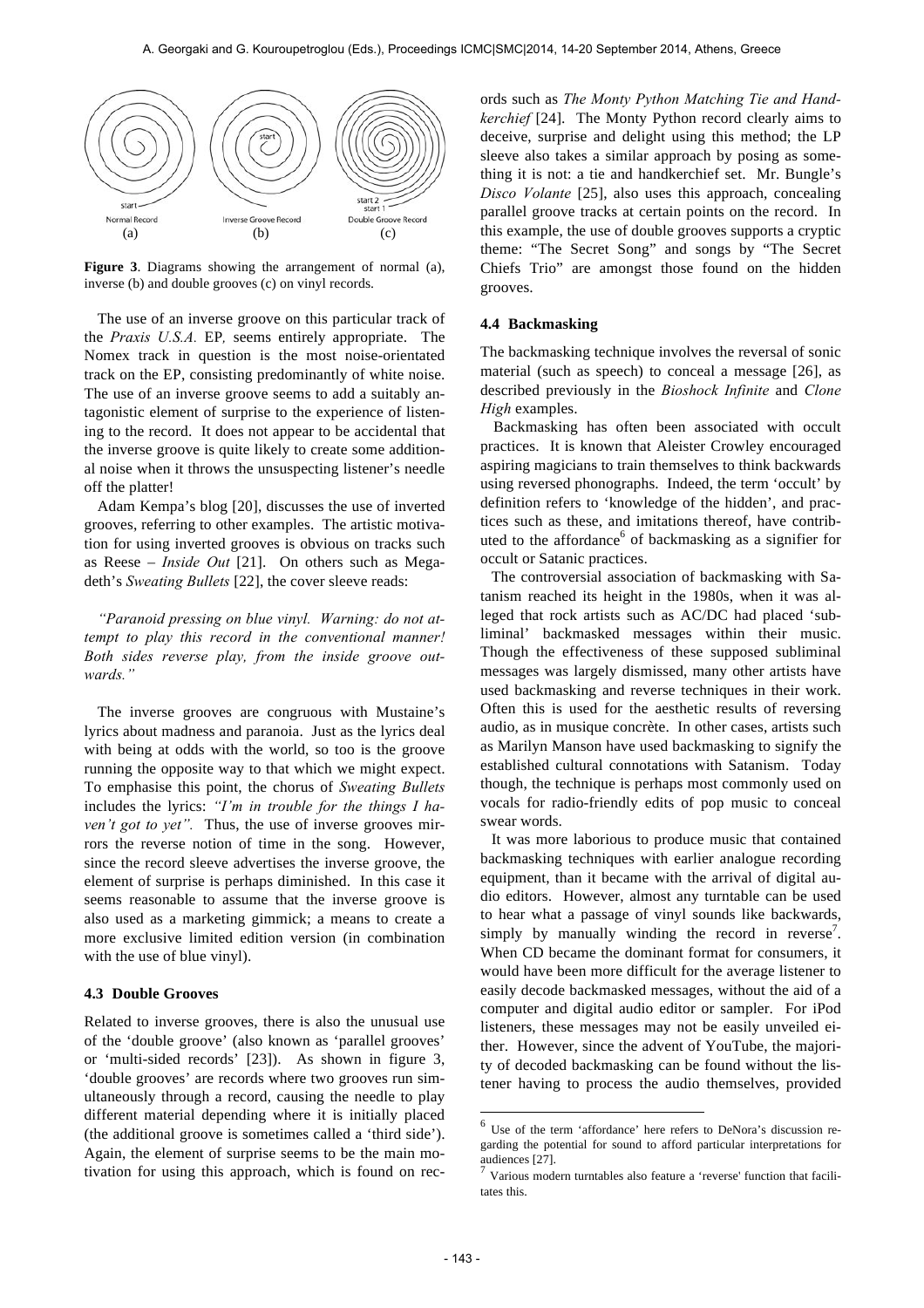**Figure 3**. Diagrams showing the arrangement of normal (a), inverse (b) and double grooves (c) on vinyl records.

The use of an inverse groove on this particular track of the *Praxis U.S.A.* EP, seems entirely appropriate. The Nomex track in question is the most noise-orientated track on the EP, consisting predominantly of white noise. The use of an inverse groove seems to add a suitably antagonistic element of surprise to the experience of listening to the record. It does not appear to be accidental that the inverse groove is quite likely to create some additional noise when it throws the unsuspecting listener's needle off the platter!

Adam Kempa's blog [20], discusses the use of inverted grooves, referring to other examples. The artistic motivation for using inverted grooves is obvious on tracks such as Reese – *Inside Out* [21]. On others such as Megadeth's *Sweating Bullets* [22], the cover sleeve reads:

*"Paranoid pressing on blue vinyl. Warning: do not attempt to play this record in the conventional manner! Both sides reverse play, from the inside groove outwards."*

The inverse grooves are congruous with Mustaine's lyrics about madness and paranoia. Just as the lyrics deal with being at odds with the world, so too is the groove running the opposite way to that which we might expect. To emphasise this point, the chorus of *Sweating Bullets* includes the lyrics: *"I'm in trouble for the things I haven't got to yet".* Thus, the use of inverse grooves mirrors the reverse notion of time in the song. However, since the record sleeve advertises the inverse groove, the element of surprise is perhaps diminished. In this case it seems reasonable to assume that the inverse groove is also used as a marketing gimmick; a means to create a more exclusive limited edition version (in combination with the use of blue vinyl).

### 4.3 Double Grooves

Related to inverse grooves, there is also the unusual use of the 'double groove' (also known as 'parallel grooves' or 'multi-sided records' [23]). As shown in figure 3, 'double grooves' are records where two grooves run simultaneously through a record, causing the needle to play different material depending where it is initially placed (the additional groove is sometimes called a 'third side'). Again, the element of surprise seems to be the main motivation for using this approach, which is found on records such as *The Monty Python Matching Tie and Handkerchief* [24]. The Monty Python record clearly aims to deceive, surprise and delight using this method; the LP sleeve also takes a similar approach by posing as something it is not: a tie and handkerchief set. Mr. Bungle's *Disco Volante* [25], also uses this approach, concealing parallel groove tracks at certain points on the record. In this example, the use of double grooves supports a cryptic theme: "The Secret Song" and songs by "The Secret Chiefs Trio" are amongst those found on the hidden grooves.

### 4.4 Backmasking

The backmasking technique involves the reversal of sonic material (such as speech) to conceal a message [26], as described previously in the *Bioshock Infinite* and *Clone High* examples.

Backmasking has often been associated with occult practices. It is known that Aleister Crowley encouraged aspiring magicians to train themselves to think backwards using reversed phonographs. Indeed, the term 'occult' by definition refers to 'knowledge of the hidden', and practices such as these, and imitations thereof, have contributed to the affordance[6] of backmasking as a signifier for occult or Satanic practices.

The controversial association of backmasking with Satanism reached its height in the 1980s, when it was alleged that rock artists such as AC/DC had placed 'subliminal' backmasked messages within their music. Though the effectiveness of these supposed subliminal messages was largely dismissed, many other artists have used backmasking and reverse techniques in their work. Often this is used for the aesthetic results of reversing audio, as in musique concrète. In other cases, artists such as Marilyn Manson have used backmasking to signify the established cultural connotations with Satanism. Today though, the technique is perhaps most commonly used on vocals for radio-friendly edits of pop music to conceal swear words.

It was more laborious to produce music that contained backmasking techniques with earlier analogue recording equipment, than it became with the arrival of digital audio editors. However, almost any turntable can be used to hear what a passage of vinyl sounds like backwards, simply by manually winding the record in reverse[7]. When CD became the dominant format for consumers, it would have been more difficult for the average listener to easily decode backmasked messages, without the aid of a computer and digital audio editor or sampler. For iPod listeners, these messages may not be easily unveiled either. However, since the advent of YouTube, the majority of decoded backmasking can be found without the listener having to process the audio themselves, provided

[6] Use of the term 'affordance' here refers to DeNora's discussion regarding the potential for sound to afford particular interpretations for audiences [27].

[7] Various modern turntables also feature a 'reverse' function that facilitates this.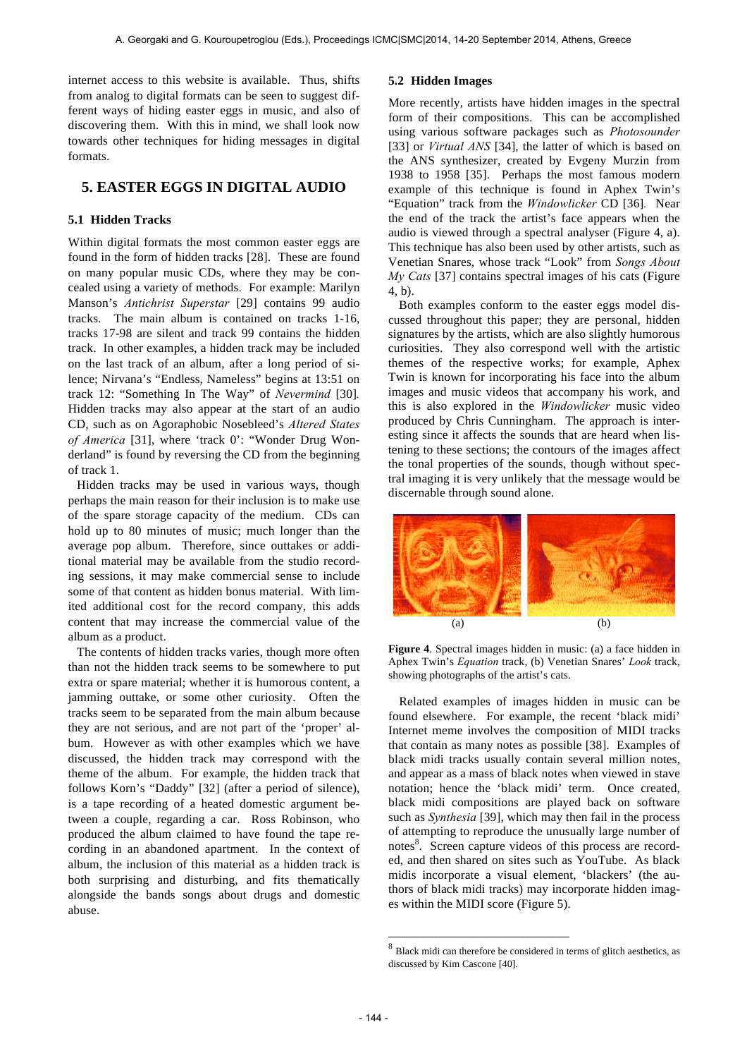internet access to this website is available. Thus, shifts from analog to digital formats can be seen to suggest different ways of hiding easter eggs in music, and also of discovering them. With this in mind, we shall look now towards other techniques for hiding messages in digital formats.

## 5. EASTER EGGS IN DIGITAL AUDIO

### 5.1 Hidden Tracks

Within digital formats the most common easter eggs are found in the form of hidden tracks [28]. These are found on many popular music CDs, where they may be concealed using a variety of methods. For example: Marilyn Manson's *Antichrist Superstar* [29] contains 99 audio tracks. The main album is contained on tracks 1-16, tracks 17-98 are silent and track 99 contains the hidden track. In other examples, a hidden track may be included on the last track of an album, after a long period of silence; Nirvana's "Endless, Nameless" begins at 13:51 on track 12: "Something In The Way" of *Nevermind* [30]. Hidden tracks may also appear at the start of an audio CD, such as on Agoraphobic Nosebleed's *Altered States of America* [31], where 'track 0': "Wonder Drug Wonderland" is found by reversing the CD from the beginning of track 1.

Hidden tracks may be used in various ways, though perhaps the main reason for their inclusion is to make use of the spare storage capacity of the medium. CDs can hold up to 80 minutes of music; much longer than the average pop album. Therefore, since outtakes or additional material may be available from the studio recording sessions, it may make commercial sense to include some of that content as hidden bonus material. With limited additional cost for the record company, this adds content that may increase the commercial value of the album as a product.

The contents of hidden tracks varies, though more often than not the hidden track seems to be somewhere to put extra or spare material; whether it is humorous content, a jamming outtake, or some other curiosity. Often the tracks seem to be separated from the main album because they are not serious, and are not part of the 'proper' album. However as with other examples which we have discussed, the hidden track may correspond with the theme of the album. For example, the hidden track that follows Korn's "Daddy" [32] (after a period of silence), is a tape recording of a heated domestic argument between a couple, regarding a car. Ross Robinson, who produced the album claimed to have found the tape recording in an abandoned apartment. In the context of album, the inclusion of this material as a hidden track is both surprising and disturbing, and fits thematically alongside the bands songs about drugs and domestic abuse.

### 5.2 Hidden Images

More recently, artists have hidden images in the spectral form of their compositions. This can be accomplished using various software packages such as *Photosounder* [33] or *Virtual ANS* [34], the latter of which is based on the ANS synthesizer, created by Evgeny Murzin from 1938 to 1958 [35]. Perhaps the most famous modern example of this technique is found in Aphex Twin's "Equation" track from the *Windowlicker* CD [36]. Near the end of the track the artist's face appears when the audio is viewed through a spectral analyser (Figure 4, a). This technique has also been used by other artists, such as Venetian Snares, whose track "Look" from *Songs About My Cats* [37] contains spectral images of his cats (Figure 4, b).

Both examples conform to the easter eggs model discussed throughout this paper; they are personal, hidden signatures by the artists, which are also slightly humorous curiosities. They also correspond well with the artistic themes of the respective works; for example, Aphex Twin is known for incorporating his face into the album images and music videos that accompany his work, and this is also explored in the *Windowlicker* music video produced by Chris Cunningham. The approach is interesting since it affects the sounds that are heard when listening to these sections; the contours of the images affect the tonal properties of the sounds, though without spectral imaging it is very unlikely that the message would be discernable through sound alone.

(a) (b)

**Figure 4**. Spectral images hidden in music: (a) a face hidden in Aphex Twin's *Equation* track, (b) Venetian Snares' *Look* track, showing photographs of the artist's cats.

Related examples of images hidden in music can be found elsewhere. For example, the recent 'black midi' Internet meme involves the composition of MIDI tracks that contain as many notes as possible [38]. Examples of black midi tracks usually contain several million notes, and appear as a mass of black notes when viewed in stave notation; hence the 'black midi' term. Once created, black midi compositions are played back on software such as *Synthesia* [39], which may then fail in the process of attempting to reproduce the unusually large number of notes[8]. Screen capture videos of this process are recorded, and then shared on sites such as YouTube. As black midis incorporate a visual element, 'blackers' (the authors of black midi tracks) may incorporate hidden images within the MIDI score (Figure 5).

---

[8] Black midi can therefore be considered in terms of glitch aesthetics, as discussed by Kim Cascone [40].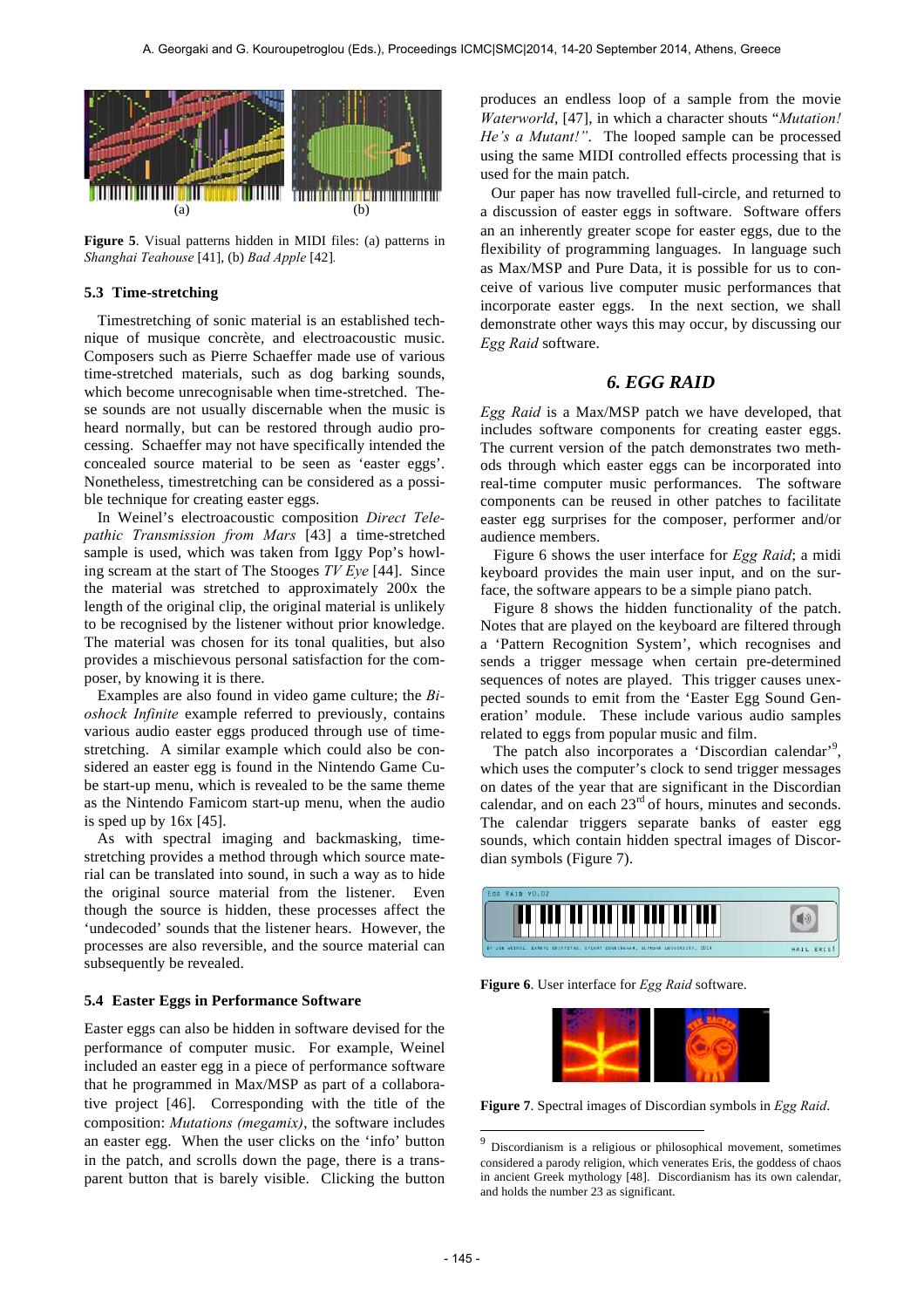Figure 5. Visual patterns hidden in MIDI files: (a) patterns in *Shanghai Teahouse* [41], (b) *Bad Apple* [42].

### 5.3 Time-stretching

Timestretching of sonic material is an established technique of musique concrète, and electroacoustic music. Composers such as Pierre Schaeffer made use of various time-stretched materials, such as dog barking sounds, which become unrecognisable when time-stretched. These sounds are not usually discernable when the music is heard normally, but can be restored through audio processing. Schaeffer may not have specifically intended the concealed source material to be seen as 'easter eggs'. Nonetheless, timestretching can be considered as a possible technique for creating easter eggs.

In Weinel's electroacoustic composition *Direct Telepathic Transmission from Mars* [43] a time-stretched sample is used, which was taken from Iggy Pop's howling scream at the start of The Stooges *TV Eye* [44]. Since the material was stretched to approximately 200x the length of the original clip, the original material is unlikely to be recognised by the listener without prior knowledge. The material was chosen for its tonal qualities, but also provides a mischievous personal satisfaction for the composer, by knowing it is there.

Examples are also found in video game culture; the *Bioshock Infinite* example referred to previously, contains various audio easter eggs produced through use of time-stretching. A similar example which could also be considered an easter egg is found in the Nintendo Game Cube start-up menu, which is revealed to be the same theme as the Nintendo Famicom start-up menu, when the audio is sped up by 16x [45].

As with spectral imaging and backmasking, time-stretching provides a method through which source material can be translated into sound, in such a way as to hide the original source material from the listener. Even though the source is hidden, these processes affect the 'undecoded' sounds that the listener hears. However, the processes are also reversible, and the source material can subsequently be revealed.

### 5.4 Easter Eggs in Performance Software

Easter eggs can also be hidden in software devised for the performance of computer music. For example, Weinel included an easter egg in a piece of performance software that he programmed in Max/MSP as part of a collaborative project [46]. Corresponding with the title of the composition: *Mutations (megamix)*, the software includes an easter egg. When the user clicks on the 'info' button in the patch, and scrolls down the page, there is a transparent button that is barely visible. Clicking the button produces an endless loop of a sample from the movie *Waterworld*, [47], in which a character shouts "*Mutation! He's a Mutant!"*. The looped sample can be processed using the same MIDI controlled effects processing that is used for the main patch.

Our paper has now travelled full-circle, and returned to a discussion of easter eggs in software. Software offers an an inherently greater scope for easter eggs, due to the flexibility of programming languages. In language such as Max/MSP and Pure Data, it is possible for us to conceive of various live computer music performances that incorporate easter eggs. In the next section, we shall demonstrate other ways this may occur, by discussing our *Egg Raid* software.

## 6. EGG RAID

*Egg Raid* is a Max/MSP patch we have developed, that includes software components for creating easter eggs. The current version of the patch demonstrates two methods through which easter eggs can be incorporated into real-time computer music performances. The software components can be reused in other patches to facilitate easter egg surprises for the composer, performer and/or audience members.

Figure 6 shows the user interface for *Egg Raid*; a midi keyboard provides the main user input, and on the surface, the software appears to be a simple piano patch.

Figure 8 shows the hidden functionality of the patch. Notes that are played on the keyboard are filtered through a 'Pattern Recognition System', which recognises and sends a trigger message when certain pre-determined sequences of notes are played. This trigger causes unexpected sounds to emit from the 'Easter Egg Sound Generation' module. These include various audio samples related to eggs from popular music and film.

The patch also incorporates a 'Discordian calendar'[9], which uses the computer's clock to send trigger messages on dates of the year that are significant in the Discordian calendar, and on each 23rd of hours, minutes and seconds. The calendar triggers separate banks of easter egg sounds, which contain hidden spectral images of Discordian symbols (Figure 7).

Figure 6. User interface for *Egg Raid* software.

Figure 7. Spectral images of Discordian symbols in *Egg Raid*.

[9] Discordianism is a religious or philosophical movement, sometimes considered a parody religion, which venerates Eris, the goddess of chaos in ancient Greek mythology [48]. Discordianism has its own calendar, and holds the number 23 as significant.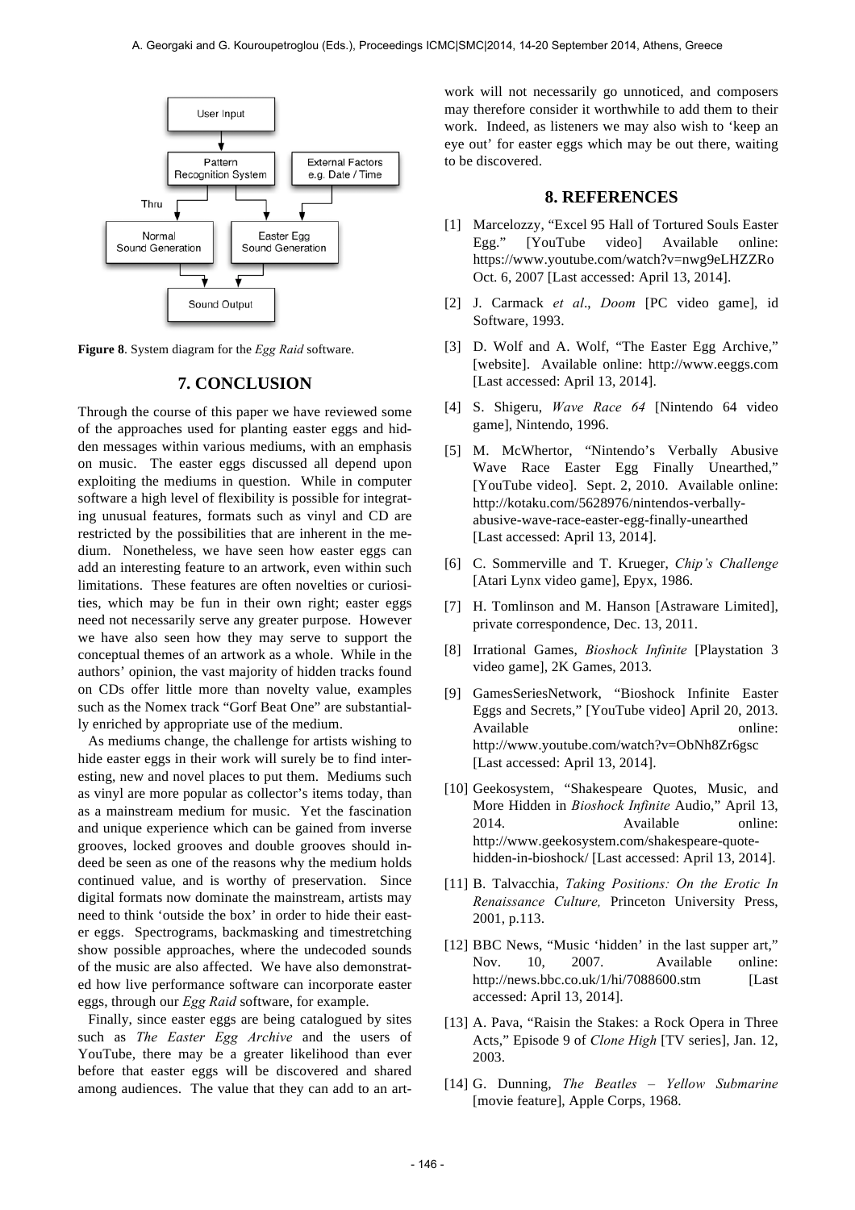**Figure 8**. System diagram for the *Egg Raid* software.

## 7. CONCLUSION

Through the course of this paper we have reviewed some of the approaches used for planting easter eggs and hidden messages within various mediums, with an emphasis on music. The easter eggs discussed all depend upon exploiting the mediums in question. While in computer software a high level of flexibility is possible for integrating unusual features, formats such as vinyl and CD are restricted by the possibilities that are inherent in the medium. Nonetheless, we have seen how easter eggs can add an interesting feature to an artwork, even within such limitations. These features are often novelties or curiosities, which may be fun in their own right; easter eggs need not necessarily serve any greater purpose. However we have also seen how they may serve to support the conceptual themes of an artwork as a whole. While in the authors' opinion, the vast majority of hidden tracks found on CDs offer little more than novelty value, examples such as the Nomex track "Gorf Beat One" are substantially enriched by appropriate use of the medium.

As mediums change, the challenge for artists wishing to hide easter eggs in their work will surely be to find interesting, new and novel places to put them. Mediums such as vinyl are more popular as collector's items today, than as a mainstream medium for music. Yet the fascination and unique experience which can be gained from inverse grooves, locked grooves and double grooves should indeed be seen as one of the reasons why the medium holds continued value, and is worthy of preservation. Since digital formats now dominate the mainstream, artists may need to think 'outside the box' in order to hide their easter eggs. Spectrograms, backmasking and timestretching show possible approaches, where the undecoded sounds of the music are also affected. We have also demonstrated how live performance software can incorporate easter eggs, through our *Egg Raid* software, for example.

Finally, since easter eggs are being catalogued by sites such as *The Easter Egg Archive* and the users of YouTube, there may be a greater likelihood than ever before that easter eggs will be discovered and shared among audiences. The value that they can add to an artwork will not necessarily go unnoticed, and composers may therefore consider it worthwhile to add them to their work. Indeed, as listeners we may also wish to 'keep an eye out' for easter eggs which may be out there, waiting to be discovered.

## 8. REFERENCES

[1] Marcelozzy, "Excel 95 Hall of Tortured Souls Easter Egg." [YouTube video] Available online: https://www.youtube.com/watch?v=nwg9eLHZZRo Oct. 6, 2007 [Last accessed: April 13, 2014].

[2] J. Carmack *et al*., *Doom* [PC video game], id Software, 1993.

[3] D. Wolf and A. Wolf, "The Easter Egg Archive," [website]. Available online: http://www.eeggs.com [Last accessed: April 13, 2014].

[4] S. Shigeru, *Wave Race 64* [Nintendo 64 video game], Nintendo, 1996.

[5] M. McWhertor, "Nintendo's Verbally Abusive Wave Race Easter Egg Finally Unearthed," [YouTube video]. Sept. 2, 2010. Available online: http://kotaku.com/5628976/nintendos-verbally-abusive-wave-race-easter-egg-finally-unearthed [Last accessed: April 13, 2014].

[6] C. Sommerville and T. Krueger, *Chip's Challenge* [Atari Lynx video game], Epyx, 1986.

[7] H. Tomlinson and M. Hanson [Astraware Limited], private correspondence, Dec. 13, 2011.

[8] Irrational Games, *Bioshock Infinite* [Playstation 3 video game], 2K Games, 2013.

[9] GamesSeriesNetwork, "Bioshock Infinite Easter Eggs and Secrets," [YouTube video] April 20, 2013. Available online: http://www.youtube.com/watch?v=ObNh8Zr6gsc [Last accessed: April 13, 2014].

[10] Geekosystem, "Shakespeare Quotes, Music, and More Hidden in *Bioshock Infinite* Audio," April 13, 2014. Available online: http://www.geekosystem.com/shakespeare-quote-hidden-in-bioshock/ [Last accessed: April 13, 2014].

[11] B. Talvacchia, *Taking Positions: On the Erotic In Renaissance Culture,* Princeton University Press, 2001, p.113.

[12] BBC News, "Music 'hidden' in the last supper art," Nov. 10, 2007. Available online: http://news.bbc.co.uk/1/hi/7088600.stm [Last accessed: April 13, 2014].

[13] A. Pava, "Raisin the Stakes: a Rock Opera in Three Acts," Episode 9 of *Clone High* [TV series], Jan. 12, 2003.

[14] G. Dunning, *The Beatles – Yellow Submarine* [movie feature], Apple Corps, 1968.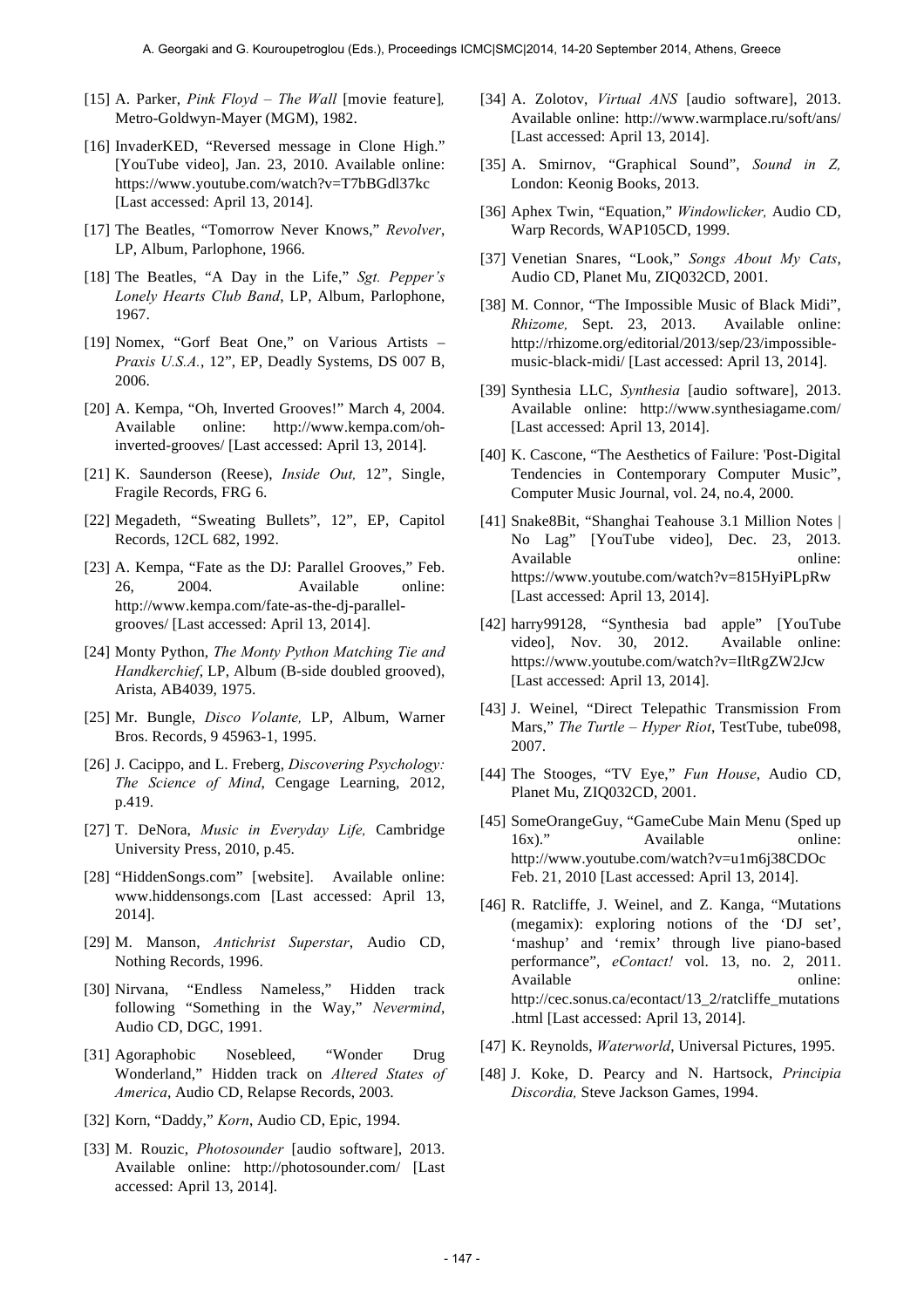[15] A. Parker, *Pink Floyd – The Wall* [movie feature], Metro-Goldwyn-Mayer (MGM), 1982.

[16] InvaderKED, "Reversed message in Clone High." [YouTube video], Jan. 23, 2010. Available online: https://www.youtube.com/watch?v=T7bBGdl37kc [Last accessed: April 13, 2014].

[17] The Beatles, "Tomorrow Never Knows," *Revolver*, LP, Album, Parlophone, 1966.

[18] The Beatles, "A Day in the Life," *Sgt. Pepper's Lonely Hearts Club Band*, LP, Album, Parlophone, 1967.

[19] Nomex, "Gorf Beat One," on Various Artists – *Praxis U.S.A.*, 12", EP, Deadly Systems, DS 007 B, 2006.

[20] A. Kempa, "Oh, Inverted Grooves!" March 4, 2004. Available online: http://www.kempa.com/oh-inverted-grooves/ [Last accessed: April 13, 2014].

[21] K. Saunderson (Reese), *Inside Out,* 12", Single, Fragile Records, FRG 6.

[22] Megadeth, "Sweating Bullets", 12", EP, Capitol Records, 12CL 682, 1992.

[23] A. Kempa, "Fate as the DJ: Parallel Grooves," Feb. 26, 2004. Available online: http://www.kempa.com/fate-as-the-dj-parallel-grooves/ [Last accessed: April 13, 2014].

[24] Monty Python, *The Monty Python Matching Tie and Handkerchief*, LP, Album (B-side doubled grooved), Arista, AB4039, 1975.

[25] Mr. Bungle, *Disco Volante,* LP, Album, Warner Bros. Records, 9 45963-1, 1995.

[26] J. Cacippo, and L. Freberg, *Discovering Psychology: The Science of Mind*, Cengage Learning, 2012, p.419.

[27] T. DeNora, *Music in Everyday Life,* Cambridge University Press, 2010, p.45.

[28] "HiddenSongs.com" [website]. Available online: www.hiddensongs.com [Last accessed: April 13, 2014].

[29] M. Manson, *Antichrist Superstar*, Audio CD, Nothing Records, 1996.

[30] Nirvana, "Endless Nameless," Hidden track following "Something in the Way," *Nevermind*, Audio CD, DGC, 1991.

[31] Agoraphobic Nosebleed, "Wonder Drug Wonderland," Hidden track on *Altered States of America*, Audio CD, Relapse Records, 2003.

[32] Korn, "Daddy," *Korn*, Audio CD, Epic, 1994.

[33] M. Rouzic, *Photosounder* [audio software], 2013. Available online: http://photosounder.com/ [Last accessed: April 13, 2014].

[34] A. Zolotov, *Virtual ANS* [audio software], 2013. Available online: http://www.warmplace.ru/soft/ans/ [Last accessed: April 13, 2014].

[35] A. Smirnov, "Graphical Sound", *Sound in Z,* London: Keonig Books, 2013.

[36] Aphex Twin, "Equation," *Windowlicker,* Audio CD, Warp Records, WAP105CD, 1999.

[37] Venetian Snares, "Look," *Songs About My Cats*, Audio CD, Planet Mu, ZIQ032CD, 2001.

[38] M. Connor, "The Impossible Music of Black Midi", *Rhizome,* Sept. 23, 2013. Available online: http://rhizome.org/editorial/2013/sep/23/impossible-music-black-midi/ [Last accessed: April 13, 2014].

[39] Synthesia LLC, *Synthesia* [audio software], 2013. Available online: http://www.synthesiagame.com/ [Last accessed: April 13, 2014].

[40] K. Cascone, "The Aesthetics of Failure: 'Post-Digital Tendencies in Contemporary Computer Music", Computer Music Journal, vol. 24, no.4, 2000.

[41] Snake8Bit, "Shanghai Teahouse 3.1 Million Notes | No Lag" [YouTube video], Dec. 23, 2013. Available online: https://www.youtube.com/watch?v=815HyiPLpRw [Last accessed: April 13, 2014].

[42] harry99128, "Synthesia bad apple" [YouTube video], Nov. 30, 2012. Available online: https://www.youtube.com/watch?v=IltRgZW2Jcw [Last accessed: April 13, 2014].

[43] J. Weinel, "Direct Telepathic Transmission From Mars," *The Turtle – Hyper Riot*, TestTube, tube098, 2007.

[44] The Stooges, "TV Eye," *Fun House*, Audio CD, Planet Mu, ZIQ032CD, 2001.

[45] SomeOrangeGuy, "GameCube Main Menu (Sped up 16x)." Available online: http://www.youtube.com/watch?v=u1m6j38CDOc Feb. 21, 2010 [Last accessed: April 13, 2014].

[46] R. Ratcliffe, J. Weinel, and Z. Kanga, "Mutations (megamix): exploring notions of the 'DJ set', 'mashup' and 'remix' through live piano-based performance", *eContact!* vol. 13, no. 2, 2011. Available online: http://cec.sonus.ca/econtact/13_2/ratcliffe_mutations.html [Last accessed: April 13, 2014].

[47] K. Reynolds, *Waterworld*, Universal Pictures, 1995.

[48] J. Koke, D. Pearcy and N. Hartsock, *Principia Discordia,* Steve Jackson Games, 1994.